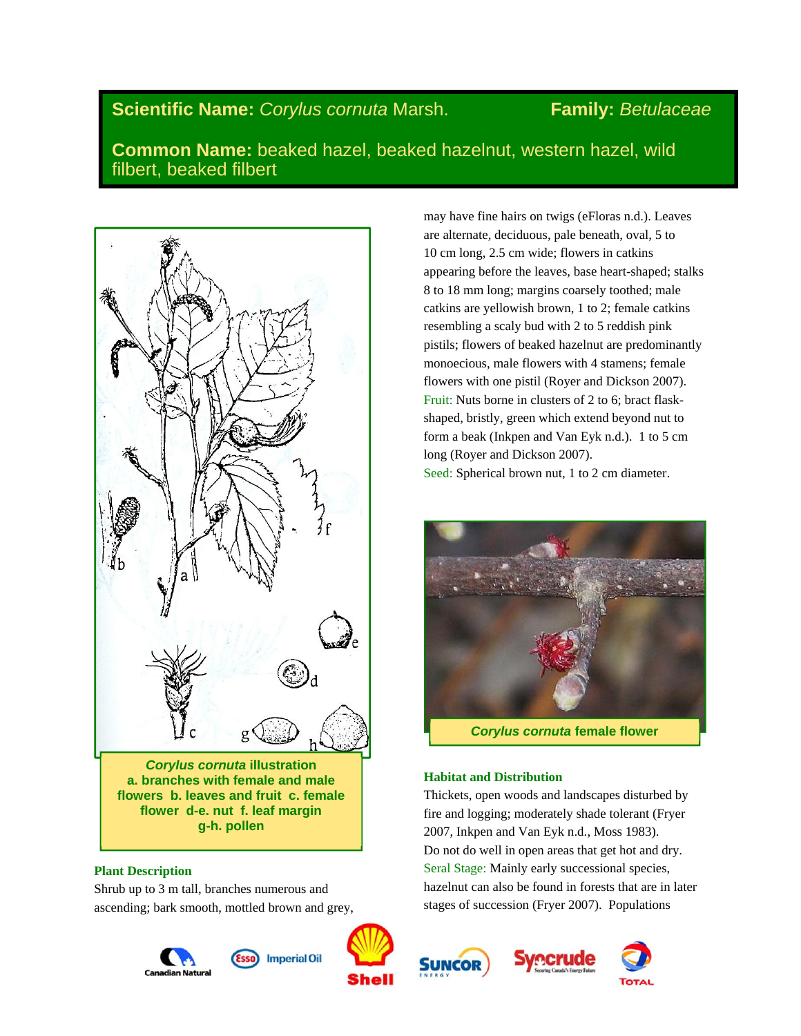**Scientific Name:** *Corylus cornuta* Marsh. **Family:** *Betulaceae*

**Common Name:** beaked hazel, beaked hazelnut, western hazel, wild filbert, beaked filbert

***Corylus cornuta* illustration**
**a. branches with female and male flowers b. leaves and fruit c. female flower d-e. nut f. leaf margin g-h. pollen**

### Plant Description

Shrub up to 3 m tall, branches numerous and ascending; bark smooth, mottled brown and grey, may have fine hairs on twigs (eFloras n.d.). Leaves are alternate, deciduous, pale beneath, oval, 5 to 10 cm long, 2.5 cm wide; flowers in catkins appearing before the leaves, base heart-shaped; stalks 8 to 18 mm long; margins coarsely toothed; male catkins are yellowish brown, 1 to 2; female catkins resembling a scaly bud with 2 to 5 reddish pink pistils; flowers of beaked hazelnut are predominantly monoecious, male flowers with 4 stamens; female flowers with one pistil (Royer and Dickson 2007).

Fruit: Nuts borne in clusters of 2 to 6; bract flask-shaped, bristly, green which extend beyond nut to form a beak (Inkpen and Van Eyk n.d.). 1 to 5 cm long (Royer and Dickson 2007).

Seed: Spherical brown nut, 1 to 2 cm diameter.

***Corylus cornuta* female flower**

### Habitat and Distribution

Thickets, open woods and landscapes disturbed by fire and logging; moderately shade tolerant (Fryer 2007, Inkpen and Van Eyk n.d., Moss 1983).

Do not do well in open areas that get hot and dry.

Seral Stage: Mainly early successional species, hazelnut can also be found in forests that are in later stages of succession (Fryer 2007). Populations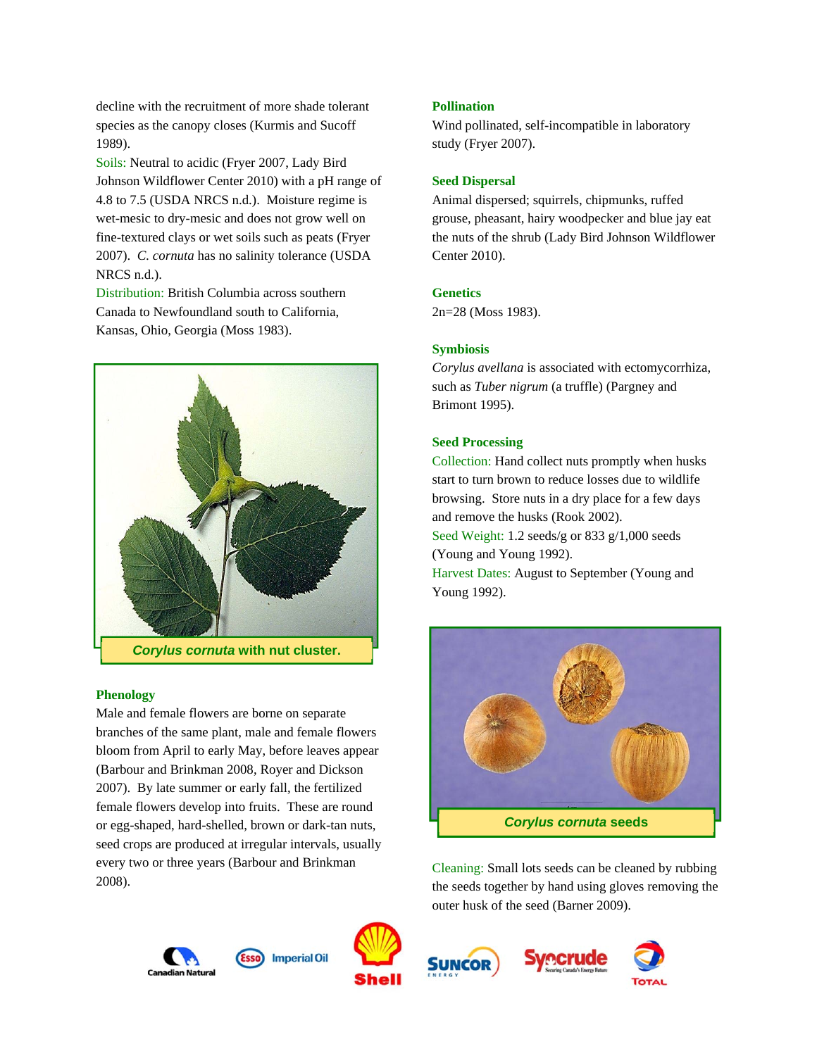decline with the recruitment of more shade tolerant species as the canopy closes (Kurmis and Sucoff 1989).

Soils: Neutral to acidic (Fryer 2007, Lady Bird Johnson Wildflower Center 2010) with a pH range of 4.8 to 7.5 (USDA NRCS n.d.). Moisture regime is wet-mesic to dry-mesic and does not grow well on fine-textured clays or wet soils such as peats (Fryer 2007). *C. cornuta* has no salinity tolerance (USDA NRCS n.d.).

Distribution: British Columbia across southern Canada to Newfoundland south to California, Kansas, Ohio, Georgia (Moss 1983).

***Corylus cornuta* with nut cluster.**

### Phenology

Male and female flowers are borne on separate branches of the same plant, male and female flowers bloom from April to early May, before leaves appear (Barbour and Brinkman 2008, Royer and Dickson 2007). By late summer or early fall, the fertilized female flowers develop into fruits. These are round or egg-shaped, hard-shelled, brown or dark-tan nuts, seed crops are produced at irregular intervals, usually every two or three years (Barbour and Brinkman 2008).

### Pollination

Wind pollinated, self-incompatible in laboratory study (Fryer 2007).

### Seed Dispersal

Animal dispersed; squirrels, chipmunks, ruffed grouse, pheasant, hairy woodpecker and blue jay eat the nuts of the shrub (Lady Bird Johnson Wildflower Center 2010).

### Genetics

2n=28 (Moss 1983).

### Symbiosis

*Corylus avellana* is associated with ectomycorrhiza, such as *Tuber nigrum* (a truffle) (Pargney and Brimont 1995).

### Seed Processing

Collection: Hand collect nuts promptly when husks start to turn brown to reduce losses due to wildlife browsing. Store nuts in a dry place for a few days and remove the husks (Rook 2002).

Seed Weight: 1.2 seeds/g or 833 g/1,000 seeds (Young and Young 1992).

Harvest Dates: August to September (Young and Young 1992).

***Corylus cornuta* seeds**

Cleaning: Small lots seeds can be cleaned by rubbing the seeds together by hand using gloves removing the outer husk of the seed (Barner 2009).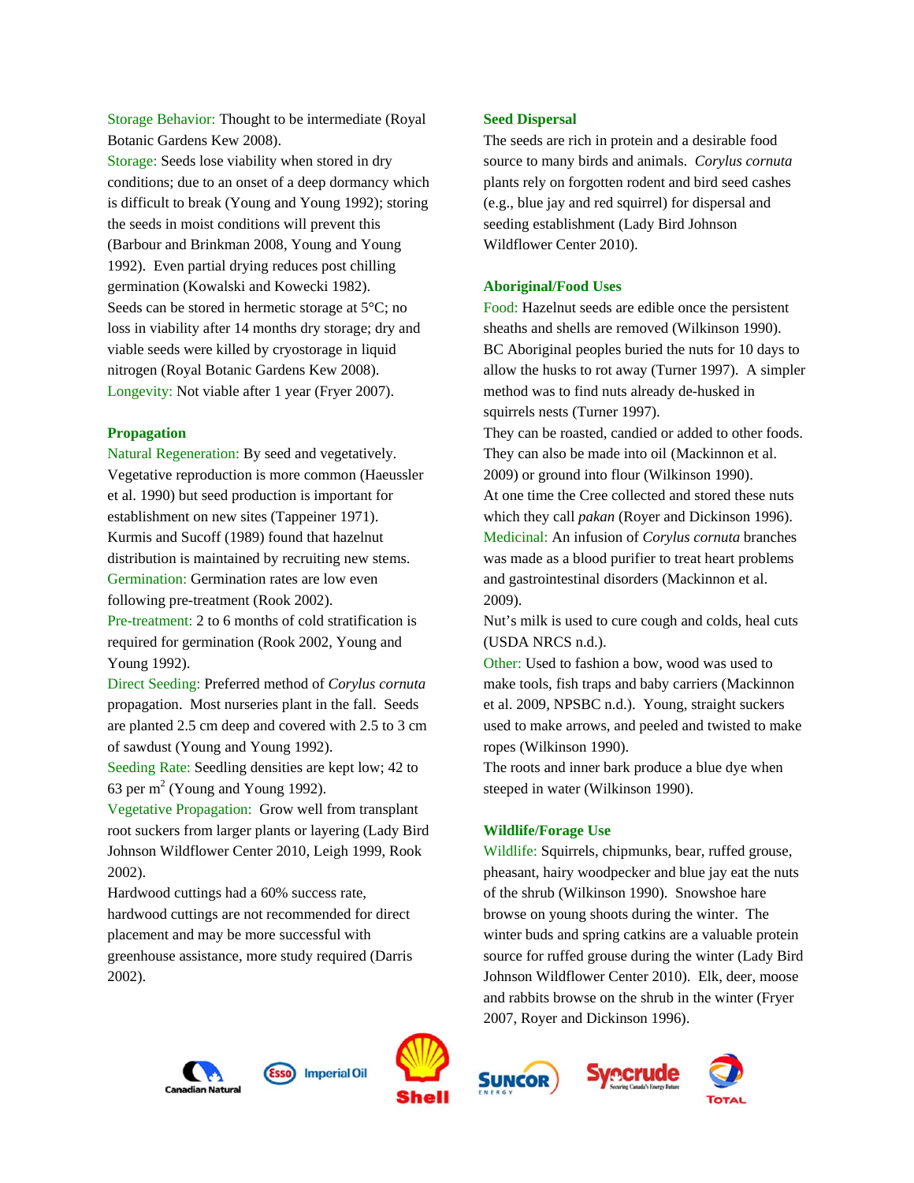Storage Behavior: Thought to be intermediate (Royal Botanic Gardens Kew 2008).

Storage: Seeds lose viability when stored in dry conditions; due to an onset of a deep dormancy which is difficult to break (Young and Young 1992); storing the seeds in moist conditions will prevent this (Barbour and Brinkman 2008, Young and Young 1992). Even partial drying reduces post chilling germination (Kowalski and Kowecki 1982).

Seeds can be stored in hermetic storage at 5°C; no loss in viability after 14 months dry storage; dry and viable seeds were killed by cryostorage in liquid nitrogen (Royal Botanic Gardens Kew 2008).

Longevity: Not viable after 1 year (Fryer 2007).

## Propagation

Natural Regeneration: By seed and vegetatively. Vegetative reproduction is more common (Haeussler et al. 1990) but seed production is important for establishment on new sites (Tappeiner 1971). Kurmis and Sucoff (1989) found that hazelnut distribution is maintained by recruiting new stems.

Germination: Germination rates are low even following pre-treatment (Rook 2002).

Pre-treatment: 2 to 6 months of cold stratification is required for germination (Rook 2002, Young and Young 1992).

Direct Seeding: Preferred method of *Corylus cornuta* propagation. Most nurseries plant in the fall. Seeds are planted 2.5 cm deep and covered with 2.5 to 3 cm of sawdust (Young and Young 1992).

Seeding Rate: Seedling densities are kept low; 42 to 63 per $m^2$ (Young and Young 1992).

Vegetative Propagation: Grow well from transplant root suckers from larger plants or layering (Lady Bird Johnson Wildflower Center 2010, Leigh 1999, Rook 2002).

Hardwood cuttings had a 60% success rate, hardwood cuttings are not recommended for direct placement and may be more successful with greenhouse assistance, more study required (Darris 2002).

## Seed Dispersal

The seeds are rich in protein and a desirable food source to many birds and animals. *Corylus cornuta* plants rely on forgotten rodent and bird seed cashes (e.g., blue jay and red squirrel) for dispersal and seeding establishment (Lady Bird Johnson Wildflower Center 2010).

## Aboriginal/Food Uses

Food: Hazelnut seeds are edible once the persistent sheaths and shells are removed (Wilkinson 1990). BC Aboriginal peoples buried the nuts for 10 days to allow the husks to rot away (Turner 1997). A simpler method was to find nuts already de-husked in squirrels nests (Turner 1997).

They can be roasted, candied or added to other foods. They can also be made into oil (Mackinnon et al. 2009) or ground into flour (Wilkinson 1990).

At one time the Cree collected and stored these nuts which they call *pakan* (Royer and Dickinson 1996).

Medicinal: An infusion of *Corylus cornuta* branches was made as a blood purifier to treat heart problems and gastrointestinal disorders (Mackinnon et al. 2009).

Nut's milk is used to cure cough and colds, heal cuts (USDA NRCS n.d.).

Other: Used to fashion a bow, wood was used to make tools, fish traps and baby carriers (Mackinnon et al. 2009, NPSBC n.d.). Young, straight suckers used to make arrows, and peeled and twisted to make ropes (Wilkinson 1990).

The roots and inner bark produce a blue dye when steeped in water (Wilkinson 1990).

## Wildlife/Forage Use

Wildlife: Squirrels, chipmunks, bear, ruffed grouse, pheasant, hairy woodpecker and blue jay eat the nuts of the shrub (Wilkinson 1990). Snowshoe hare browse on young shoots during the winter. The winter buds and spring catkins are a valuable protein source for ruffed grouse during the winter (Lady Bird Johnson Wildflower Center 2010). Elk, deer, moose and rabbits browse on the shrub in the winter (Fryer 2007, Royer and Dickinson 1996).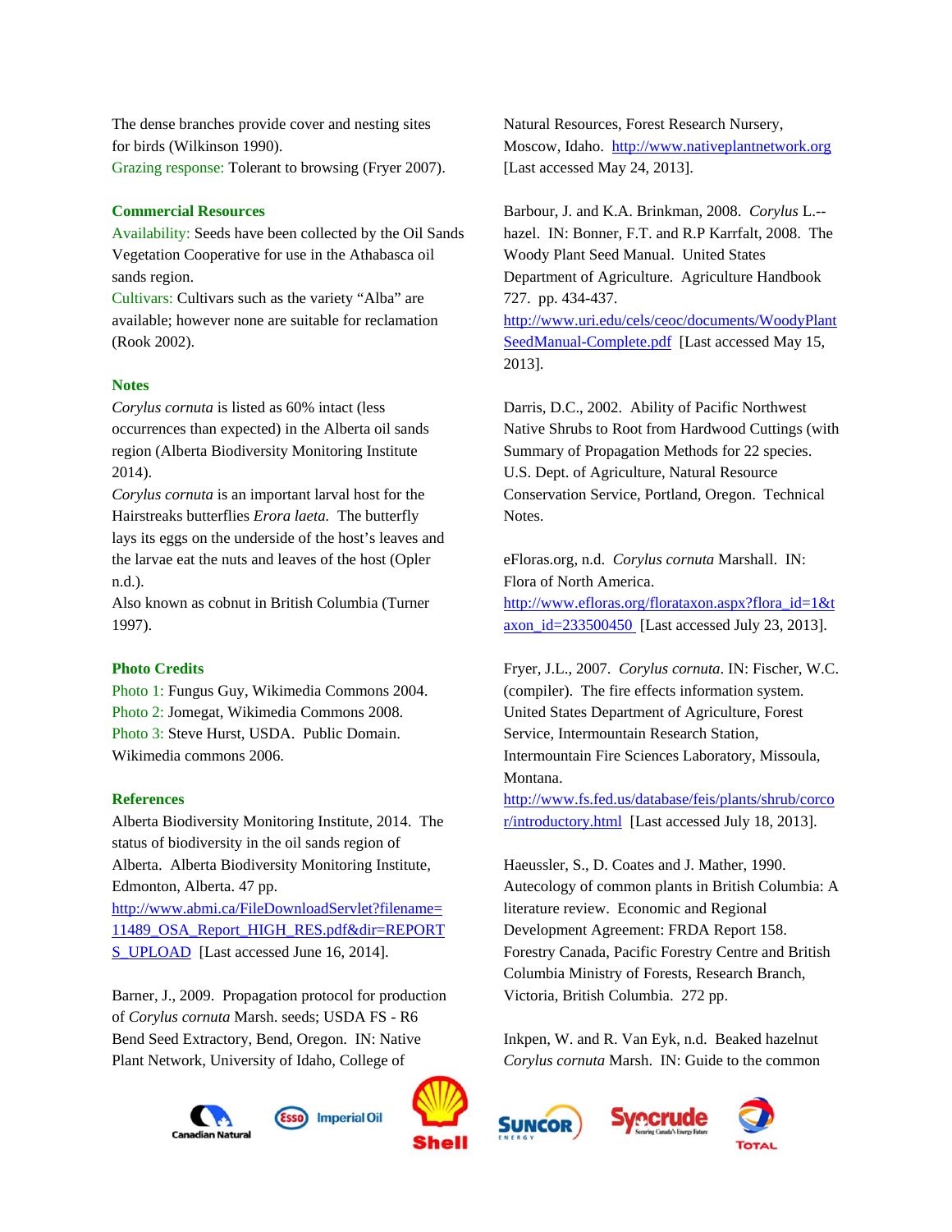The dense branches provide cover and nesting sites for birds (Wilkinson 1990).
Grazing response: Tolerant to browsing (Fryer 2007).

### Commercial Resources

Availability: Seeds have been collected by the Oil Sands Vegetation Cooperative for use in the Athabasca oil sands region.
Cultivars: Cultivars such as the variety "Alba" are available; however none are suitable for reclamation (Rook 2002).

### Notes

*Corylus cornuta* is listed as 60% intact (less occurrences than expected) in the Alberta oil sands region (Alberta Biodiversity Monitoring Institute 2014).
*Corylus cornuta* is an important larval host for the Hairstreaks butterflies *Erora laeta.* The butterfly lays its eggs on the underside of the host's leaves and the larvae eat the nuts and leaves of the host (Opler n.d.).
Also known as cobnut in British Columbia (Turner 1997).

### Photo Credits

Photo 1: Fungus Guy, Wikimedia Commons 2004.
Photo 2: Jomegat, Wikimedia Commons 2008.
Photo 3: Steve Hurst, USDA. Public Domain. Wikimedia commons 2006.

### References

Alberta Biodiversity Monitoring Institute, 2014. The status of biodiversity in the oil sands region of Alberta. Alberta Biodiversity Monitoring Institute, Edmonton, Alberta. 47 pp. http://www.abmi.ca/FileDownloadServlet?filename=11489_OSA_Report_HIGH_RES.pdf&dir=REPORTS_UPLOAD [Last accessed June 16, 2014].

Barner, J., 2009. Propagation protocol for production of *Corylus cornuta* Marsh. seeds; USDA FS - R6 Bend Seed Extractory, Bend, Oregon. IN: Native Plant Network, University of Idaho, College of Natural Resources, Forest Research Nursery, Moscow, Idaho. http://www.nativeplantnetwork.org [Last accessed May 24, 2013].

Barbour, J. and K.A. Brinkman, 2008. *Corylus* L.--hazel. IN: Bonner, F.T. and R.P Karrfalt, 2008. The Woody Plant Seed Manual. United States Department of Agriculture. Agriculture Handbook 727. pp. 434-437. http://www.uri.edu/cels/ceoc/documents/WoodyPlantSeedManual-Complete.pdf [Last accessed May 15, 2013].

Darris, D.C., 2002. Ability of Pacific Northwest Native Shrubs to Root from Hardwood Cuttings (with Summary of Propagation Methods for 22 species. U.S. Dept. of Agriculture, Natural Resource Conservation Service, Portland, Oregon. Technical Notes.

eFloras.org, n.d. *Corylus cornuta* Marshall. IN: Flora of North America. http://www.efloras.org/florataxon.aspx?flora_id=1&taxon_id=233500450 [Last accessed July 23, 2013].

Fryer, J.L., 2007. *Corylus cornuta*. IN: Fischer, W.C. (compiler). The fire effects information system. United States Department of Agriculture, Forest Service, Intermountain Research Station, Intermountain Fire Sciences Laboratory, Missoula, Montana. http://www.fs.fed.us/database/feis/plants/shrub/corcor/introductory.html [Last accessed July 18, 2013].

Haeussler, S., D. Coates and J. Mather, 1990. Autecology of common plants in British Columbia: A literature review. Economic and Regional Development Agreement: FRDA Report 158. Forestry Canada, Pacific Forestry Centre and British Columbia Ministry of Forests, Research Branch, Victoria, British Columbia. 272 pp.

Inkpen, W. and R. Van Eyk, n.d. Beaked hazelnut *Corylus cornuta* Marsh. IN: Guide to the common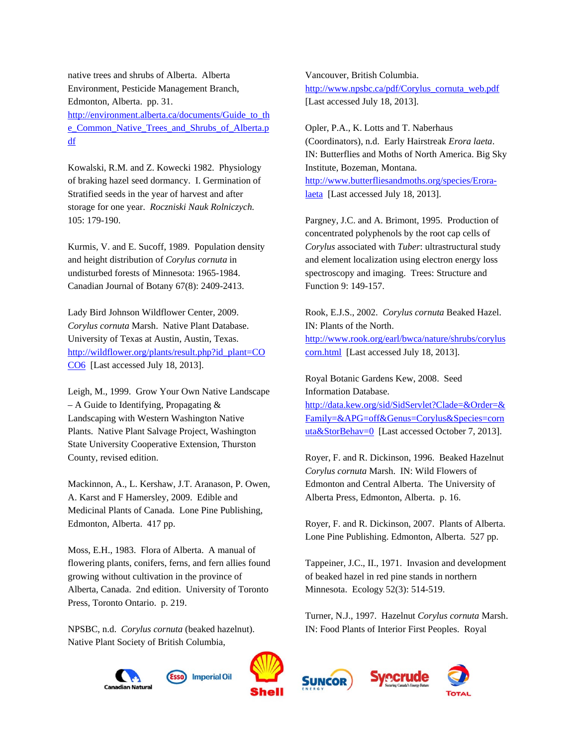native trees and shrubs of Alberta. Alberta Environment, Pesticide Management Branch, Edmonton, Alberta. pp. 31. http://environment.alberta.ca/documents/Guide_to_the_Common_Native_Trees_and_Shrubs_of_Alberta.pdf

Kowalski, R.M. and Z. Kowecki 1982. Physiology of braking hazel seed dormancy. I. Germination of Stratified seeds in the year of harvest and after storage for one year. *Roczniski Nauk Rolniczych.* 105: 179-190.

Kurmis, V. and E. Sucoff, 1989. Population density and height distribution of *Corylus cornuta* in undisturbed forests of Minnesota: 1965-1984. Canadian Journal of Botany 67(8): 2409-2413.

Lady Bird Johnson Wildflower Center, 2009. *Corylus cornuta* Marsh. Native Plant Database. University of Texas at Austin, Austin, Texas. http://wildflower.org/plants/result.php?id_plant=COCO6 [Last accessed July 18, 2013].

Leigh, M., 1999. Grow Your Own Native Landscape – A Guide to Identifying, Propagating & Landscaping with Western Washington Native Plants. Native Plant Salvage Project, Washington State University Cooperative Extension, Thurston County, revised edition.

Mackinnon, A., L. Kershaw, J.T. Aranason, P. Owen, A. Karst and F Hamersley, 2009. Edible and Medicinal Plants of Canada. Lone Pine Publishing, Edmonton, Alberta. 417 pp.

Moss, E.H., 1983. Flora of Alberta. A manual of flowering plants, conifers, ferns, and fern allies found growing without cultivation in the province of Alberta, Canada. 2nd edition. University of Toronto Press, Toronto Ontario. p. 219.

NPSBC, n.d. *Corylus cornuta* (beaked hazelnut). Native Plant Society of British Columbia, Vancouver, British Columbia. http://www.npsbc.ca/pdf/Corylus_cornuta_web.pdf [Last accessed July 18, 2013].

Opler, P.A., K. Lotts and T. Naberhaus (Coordinators), n.d. Early Hairstreak *Erora laeta*. IN: Butterflies and Moths of North America. Big Sky Institute, Bozeman, Montana. http://www.butterfliesandmoths.org/species/Erora-laeta [Last accessed July 18, 2013].

Pargney, J.C. and A. Brimont, 1995. Production of concentrated polyphenols by the root cap cells of *Corylus* associated with *Tuber*: ultrastructural study and element localization using electron energy loss spectroscopy and imaging. Trees: Structure and Function 9: 149-157.

Rook, E.J.S., 2002. *Corylus cornuta* Beaked Hazel. IN: Plants of the North. http://www.rook.org/earl/bwca/nature/shrubs/coryluscorn.html [Last accessed July 18, 2013].

Royal Botanic Gardens Kew, 2008. Seed Information Database. http://data.kew.org/sid/SidServlet?Clade=&Order=&Family=&APG=off&Genus=Corylus&Species=cornuta&StorBehav=0 [Last accessed October 7, 2013].

Royer, F. and R. Dickinson, 1996. Beaked Hazelnut *Corylus cornuta* Marsh. IN: Wild Flowers of Edmonton and Central Alberta. The University of Alberta Press, Edmonton, Alberta. p. 16.

Royer, F. and R. Dickinson, 2007. Plants of Alberta. Lone Pine Publishing. Edmonton, Alberta. 527 pp.

Tappeiner, J.C., II., 1971. Invasion and development of beaked hazel in red pine stands in northern Minnesota. Ecology 52(3): 514-519.

Turner, N.J., 1997. Hazelnut *Corylus cornuta* Marsh. IN: Food Plants of Interior First Peoples. Royal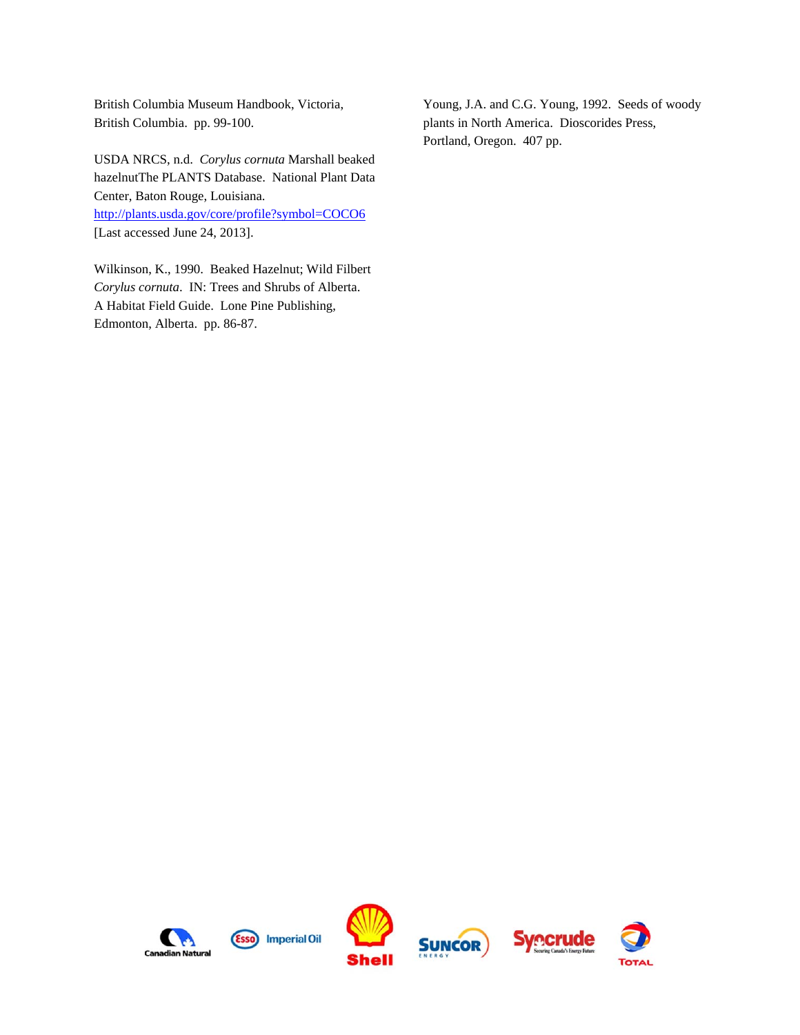British Columbia Museum Handbook, Victoria, British Columbia. pp. 99-100.

USDA NRCS, n.d. *Corylus cornuta* Marshall beaked hazelnutThe PLANTS Database. National Plant Data Center, Baton Rouge, Louisiana. http://plants.usda.gov/core/profile?symbol=COCO6 [Last accessed June 24, 2013].

Wilkinson, K., 1990. Beaked Hazelnut; Wild Filbert *Corylus cornuta*. IN: Trees and Shrubs of Alberta. A Habitat Field Guide. Lone Pine Publishing, Edmonton, Alberta. pp. 86-87.

Young, J.A. and C.G. Young, 1992. Seeds of woody plants in North America. Dioscorides Press, Portland, Oregon. 407 pp.